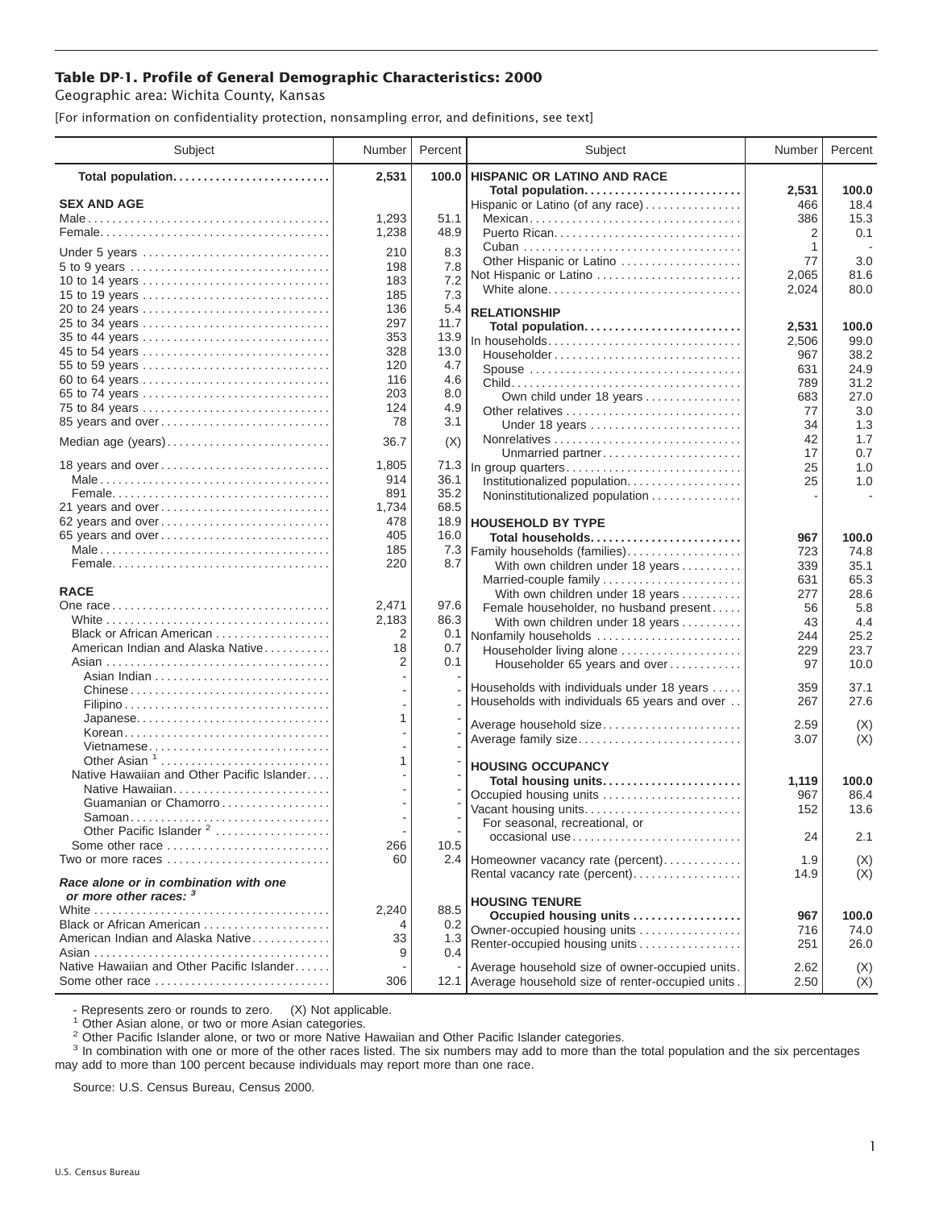# Table DP-1. Profile of General Demographic Characteristics: 2000

Geographic area: Wichita County, Kansas

[For information on confidentiality protection, nonsampling error, and definitions, see text]

| Subject | Number | Percent |
|---|---|---|
| **Total population** | **2,531** | **100.0** |
| **SEX AND AGE** | | |
| Male | 1,293 | 51.1 |
| Female | 1,238 | 48.9 |
| Under 5 years | 210 | 8.3 |
| 5 to 9 years | 198 | 7.8 |
| 10 to 14 years | 183 | 7.2 |
| 15 to 19 years | 185 | 7.3 |
| 20 to 24 years | 136 | 5.4 |
| 25 to 34 years | 297 | 11.7 |
| 35 to 44 years | 353 | 13.9 |
| 45 to 54 years | 328 | 13.0 |
| 55 to 59 years | 120 | 4.7 |
| 60 to 64 years | 116 | 4.6 |
| 65 to 74 years | 203 | 8.0 |
| 75 to 84 years | 124 | 4.9 |
| 85 years and over | 78 | 3.1 |
| Median age (years) | 36.7 | (X) |
| 18 years and over | 1,805 | 71.3 |
| Male | 914 | 36.1 |
| Female | 891 | 35.2 |
| 21 years and over | 1,734 | 68.5 |
| 62 years and over | 478 | 18.9 |
| 65 years and over | 405 | 16.0 |
| Male | 185 | 7.3 |
| Female | 220 | 8.7 |
| **RACE** | | |
| One race | 2,471 | 97.6 |
| White | 2,183 | 86.3 |
| Black or African American | 2 | 0.1 |
| American Indian and Alaska Native | 18 | 0.7 |
| Asian | 2 | 0.1 |
| Asian Indian | - | - |
| Chinese | - | - |
| Filipino | - | - |
| Japanese | 1 | - |
| Korean | - | - |
| Vietnamese | - | - |
| Other Asian [1] | 1 | - |
| Native Hawaiian and Other Pacific Islander | - | - |
| Native Hawaiian | - | - |
| Guamanian or Chamorro | - | - |
| Samoan | - | - |
| Other Pacific Islander [2] | - | - |
| Some other race | 266 | 10.5 |
| Two or more races | 60 | 2.4 |
| ***Race alone or in combination with one or more other races:*** [3] | | |
| White | 2,240 | 88.5 |
| Black or African American | 4 | 0.2 |
| American Indian and Alaska Native | 33 | 1.3 |
| Asian | 9 | 0.4 |
| Native Hawaiian and Other Pacific Islander | - | - |
| Some other race | 306 | 12.1 |

| Subject | Number | Percent |
|---|---|---|
| **HISPANIC OR LATINO AND RACE** | | |
| **Total population** | **2,531** | **100.0** |
| Hispanic or Latino (of any race) | 466 | 18.4 |
| Mexican | 386 | 15.3 |
| Puerto Rican | 2 | 0.1 |
| Cuban | 1 | - |
| Other Hispanic or Latino | 77 | 3.0 |
| Not Hispanic or Latino | 2,065 | 81.6 |
| White alone | 2,024 | 80.0 |
| **RELATIONSHIP** | | |
| **Total population** | **2,531** | **100.0** |
| In households | 2,506 | 99.0 |
| Householder | 967 | 38.2 |
| Spouse | 631 | 24.9 |
| Child | 789 | 31.2 |
| Own child under 18 years | 683 | 27.0 |
| Other relatives | 77 | 3.0 |
| Under 18 years | 34 | 1.3 |
| Nonrelatives | 42 | 1.7 |
| Unmarried partner | 17 | 0.7 |
| In group quarters | 25 | 1.0 |
| Institutionalized population | 25 | 1.0 |
| Noninstitutionalized population | - | - |
| **HOUSEHOLD BY TYPE** | | |
| **Total households** | **967** | **100.0** |
| Family households (families) | 723 | 74.8 |
| With own children under 18 years | 339 | 35.1 |
| Married-couple family | 631 | 65.3 |
| With own children under 18 years | 277 | 28.6 |
| Female householder, no husband present | 56 | 5.8 |
| With own children under 18 years | 43 | 4.4 |
| Nonfamily households | 244 | 25.2 |
| Householder living alone | 229 | 23.7 |
| Householder 65 years and over | 97 | 10.0 |
| Households with individuals under 18 years | 359 | 37.1 |
| Households with individuals 65 years and over | 267 | 27.6 |
| Average household size | 2.59 | (X) |
| Average family size | 3.07 | (X) |
| **HOUSING OCCUPANCY** | | |
| **Total housing units** | **1,119** | **100.0** |
| Occupied housing units | 967 | 86.4 |
| Vacant housing units | 152 | 13.6 |
| For seasonal, recreational, or occasional use | 24 | 2.1 |
| Homeowner vacancy rate (percent) | 1.9 | (X) |
| Rental vacancy rate (percent) | 14.9 | (X) |
| **HOUSING TENURE** | | |
| **Occupied housing units** | **967** | **100.0** |
| Owner-occupied housing units | 716 | 74.0 |
| Renter-occupied housing units | 251 | 26.0 |
| Average household size of owner-occupied units | 2.62 | (X) |
| Average household size of renter-occupied units | 2.50 | (X) |

- Represents zero or rounds to zero. (X) Not applicable.

[1] Other Asian alone, or two or more Asian categories.

[2] Other Pacific Islander alone, or two or more Native Hawaiian and Other Pacific Islander categories.

[3] In combination with one or more of the other races listed. The six numbers may add to more than the total population and the six percentages may add to more than 100 percent because individuals may report more than one race.

Source: U.S. Census Bureau, Census 2000.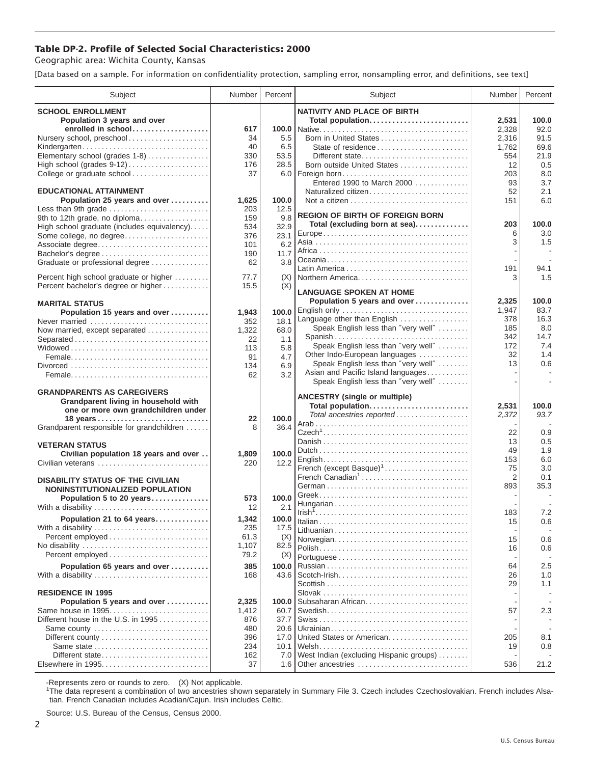## Table DP-2. Profile of Selected Social Characteristics: 2000

Geographic area: Wichita County, Kansas

[Data based on a sample. For information on confidentiality protection, sampling error, nonsampling error, and definitions, see text]

| Subject | Number | Percent |
|---|---|---|
| **SCHOOL ENROLLMENT** | | |
| **Population 3 years and over enrolled in school** | **617** | **100.0** |
| Nursery school, preschool | 34 | 5.5 |
| Kindergarten | 40 | 6.5 |
| Elementary school (grades 1-8) | 330 | 53.5 |
| High school (grades 9-12) | 176 | 28.5 |
| College or graduate school | 37 | 6.0 |
| **EDUCATIONAL ATTAINMENT** | | |
| **Population 25 years and over** | **1,625** | **100.0** |
| Less than 9th grade | 203 | 12.5 |
| 9th to 12th grade, no diploma | 159 | 9.8 |
| High school graduate (includes equivalency) | 534 | 32.9 |
| Some college, no degree | 376 | 23.1 |
| Associate degree | 101 | 6.2 |
| Bachelor's degree | 190 | 11.7 |
| Graduate or professional degree | 62 | 3.8 |
| Percent high school graduate or higher | 77.7 | (X) |
| Percent bachelor's degree or higher | 15.5 | (X) |
| **MARITAL STATUS** | | |
| **Population 15 years and over** | **1,943** | **100.0** |
| Never married | 352 | 18.1 |
| Now married, except separated | 1,322 | 68.0 |
| Separated | 22 | 1.1 |
| Widowed | 113 | 5.8 |
| Female | 91 | 4.7 |
| Divorced | 134 | 6.9 |
| Female | 62 | 3.2 |
| **GRANDPARENTS AS CAREGIVERS** | | |
| **Grandparent living in household with one or more own grandchildren under 18 years** | **22** | **100.0** |
| Grandparent responsible for grandchildren | 8 | 36.4 |
| **VETERAN STATUS** | | |
| **Civilian population 18 years and over** | **1,809** | **100.0** |
| Civilian veterans | 220 | 12.2 |
| **DISABILITY STATUS OF THE CIVILIAN NONINSTITUTIONALIZED POPULATION** | | |
| **Population 5 to 20 years** | **573** | **100.0** |
| With a disability | 12 | 2.1 |
| **Population 21 to 64 years** | **1,342** | **100.0** |
| With a disability | 235 | 17.5 |
| Percent employed | 61.3 | (X) |
| No disability | 1,107 | 82.5 |
| Percent employed | 79.2 | (X) |
| **Population 65 years and over** | **385** | **100.0** |
| With a disability | 168 | 43.6 |
| **RESIDENCE IN 1995** | | |
| **Population 5 years and over** | **2,325** | **100.0** |
| Same house in 1995 | 1,412 | 60.7 |
| Different house in the U.S. in 1995 | 876 | 37.7 |
| Same county | 480 | 20.6 |
| Different county | 396 | 17.0 |
| Same state | 234 | 10.1 |
| Different state | 162 | 7.0 |
| Elsewhere in 1995 | 37 | 1.6 |

| Subject | Number | Percent |
|---|---|---|
| **NATIVITY AND PLACE OF BIRTH** | | |
| **Total population** | **2,531** | **100.0** |
| Native | 2,328 | 92.0 |
| Born in United States | 2,316 | 91.5 |
| State of residence | 1,762 | 69.6 |
| Different state | 554 | 21.9 |
| Born outside United States | 12 | 0.5 |
| Foreign born | 203 | 8.0 |
| Entered 1990 to March 2000 | 93 | 3.7 |
| Naturalized citizen | 52 | 2.1 |
| Not a citizen | 151 | 6.0 |
| **REGION OF BIRTH OF FOREIGN BORN** | | |
| **Total (excluding born at sea)** | **203** | **100.0** |
| Europe | 6 | 3.0 |
| Asia | 3 | 1.5 |
| Africa | - | - |
| Oceania | - | - |
| Latin America | 191 | 94.1 |
| Northern America | 3 | 1.5 |
| **LANGUAGE SPOKEN AT HOME** | | |
| **Population 5 years and over** | **2,325** | **100.0** |
| English only | 1,947 | 83.7 |
| Language other than English | 378 | 16.3 |
| Speak English less than "very well" | 185 | 8.0 |
| Spanish | 342 | 14.7 |
| Speak English less than "very well" | 172 | 7.4 |
| Other Indo-European languages | 32 | 1.4 |
| Speak English less than "very well" | 13 | 0.6 |
| Asian and Pacific Island languages | - | - |
| Speak English less than "very well" | - | - |
| **ANCESTRY (single or multiple)** | | |
| **Total population** | **2,531** | **100.0** |
| *Total ancestries reported* | *2,372* | *93.7* |
| Arab | - | - |
| Czech[1] | 22 | 0.9 |
| Danish | 13 | 0.5 |
| Dutch | 49 | 1.9 |
| English | 153 | 6.0 |
| French (except Basque)[1] | 75 | 3.0 |
| French Canadian[1] | 2 | 0.1 |
| German | 893 | 35.3 |
| Greek | - | - |
| Hungarian | - | - |
| Irish[1] | 183 | 7.2 |
| Italian | 15 | 0.6 |
| Lithuanian | - | - |
| Norwegian | 15 | 0.6 |
| Polish | 16 | 0.6 |
| Portuguese | - | - |
| Russian | 64 | 2.5 |
| Scotch-Irish | 26 | 1.0 |
| Scottish | 29 | 1.1 |
| Slovak | - | - |
| Subsaharan African | - | - |
| Swedish | 57 | 2.3 |
| Swiss | - | - |
| Ukrainian | - | - |
| United States or American | 205 | 8.1 |
| Welsh | 19 | 0.8 |
| West Indian (excluding Hispanic groups) | - | - |
| Other ancestries | 536 | 21.2 |

-Represents zero or rounds to zero. (X) Not applicable.

[1]The data represent a combination of two ancestries shown separately in Summary File 3. Czech includes Czechoslovakian. French includes Alsatian. French Canadian includes Acadian/Cajun. Irish includes Celtic.

Source: U.S. Bureau of the Census, Census 2000.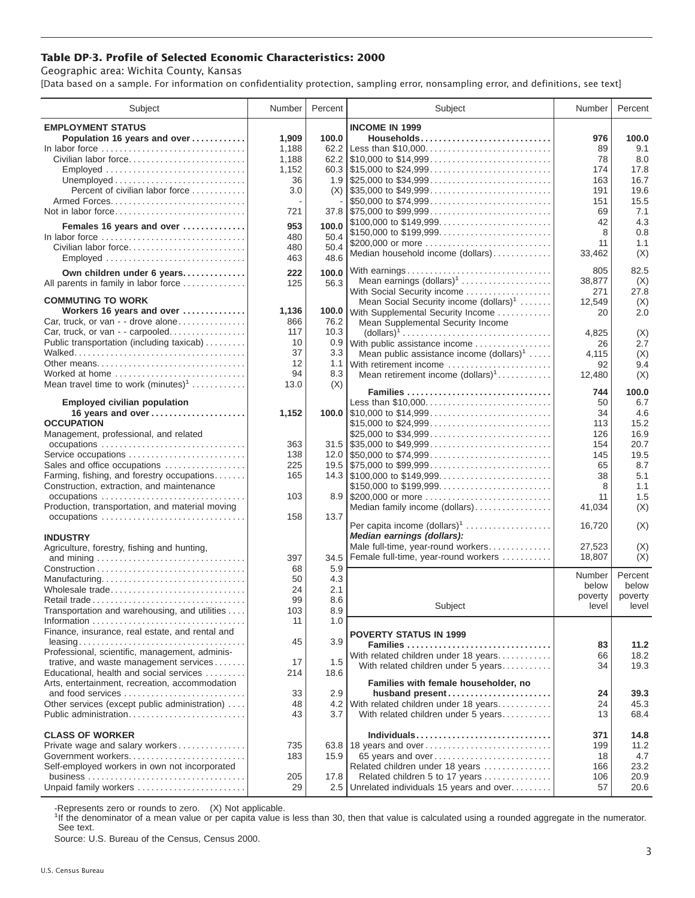## Table DP-3. Profile of Selected Economic Characteristics: 2000

Geographic area: Wichita County, Kansas

[Data based on a sample. For information on confidentiality protection, sampling error, nonsampling error, and definitions, see text]

| Subject | Number | Percent |
|---|---|---|
| **EMPLOYMENT STATUS** | | |
| **Population 16 years and over** | **1,909** | **100.0** |
| In labor force | 1,188 | 62.2 |
| Civilian labor force | 1,188 | 62.2 |
| Employed | 1,152 | 60.3 |
| Unemployed | 36 | 1.9 |
| Percent of civilian labor force | 3.0 | (X) |
| Armed Forces | - | - |
| Not in labor force | 721 | 37.8 |
| **Females 16 years and over** | **953** | **100.0** |
| In labor force | 480 | 50.4 |
| Civilian labor force | 480 | 50.4 |
| Employed | 463 | 48.6 |
| **Own children under 6 years** | **222** | **100.0** |
| All parents in family in labor force | 125 | 56.3 |
| **COMMUTING TO WORK** | | |
| **Workers 16 years and over** | **1,136** | **100.0** |
| Car, truck, or van - - drove alone | 866 | 76.2 |
| Car, truck, or van - - carpooled | 117 | 10.3 |
| Public transportation (including taxicab) | 10 | 0.9 |
| Walked | 37 | 3.3 |
| Other means | 12 | 1.1 |
| Worked at home | 94 | 8.3 |
| Mean travel time to work (minutes)[1] | 13.0 | (X) |
| **Employed civilian population 16 years and over** | **1,152** | **100.0** |
| **OCCUPATION** | | |
| Management, professional, and related occupations | 363 | 31.5 |
| Service occupations | 138 | 12.0 |
| Sales and office occupations | 225 | 19.5 |
| Farming, fishing, and forestry occupations | 165 | 14.3 |
| Construction, extraction, and maintenance occupations | 103 | 8.9 |
| Production, transportation, and material moving occupations | 158 | 13.7 |
| **INDUSTRY** | | |
| Agriculture, forestry, fishing and hunting, and mining | 397 | 34.5 |
| Construction | 68 | 5.9 |
| Manufacturing | 50 | 4.3 |
| Wholesale trade | 24 | 2.1 |
| Retail trade | 99 | 8.6 |
| Transportation and warehousing, and utilities | 103 | 8.9 |
| Information | 11 | 1.0 |
| Finance, insurance, real estate, and rental and leasing | 45 | 3.9 |
| Professional, scientific, management, administrative, and waste management services | 17 | 1.5 |
| Educational, health and social services | 214 | 18.6 |
| Arts, entertainment, recreation, accommodation and food services | 33 | 2.9 |
| Other services (except public administration) | 48 | 4.2 |
| Public administration | 43 | 3.7 |
| **CLASS OF WORKER** | | |
| Private wage and salary workers | 735 | 63.8 |
| Government workers | 183 | 15.9 |
| Self-employed workers in own not incorporated business | 205 | 17.8 |
| Unpaid family workers | 29 | 2.5 |

| Subject | Number | Percent |
|---|---|---|
| **INCOME IN 1999** | | |
| **Households** | **976** | **100.0** |
| Less than $10,000 | 89 | 9.1 |
| $10,000 to $14,999 | 78 | 8.0 |
| $15,000 to $24,999 | 174 | 17.8 |
| $25,000 to $34,999 | 163 | 16.7 |
| $35,000 to $49,999 | 191 | 19.6 |
| $50,000 to $74,999 | 151 | 15.5 |
| $75,000 to $99,999 | 69 | 7.1 |
| $100,000 to $149,999 | 42 | 4.3 |
| $150,000 to $199,999 | 8 | 0.8 |
| $200,000 or more | 11 | 1.1 |
| Median household income (dollars) | 33,462 | (X) |
| With earnings | 805 | 82.5 |
| Mean earnings (dollars)[1] | 38,877 | (X) |
| With Social Security income | 271 | 27.8 |
| Mean Social Security income (dollars)[1] | 12,549 | (X) |
| With Supplemental Security Income | 20 | 2.0 |
| Mean Supplemental Security Income (dollars)[1] | 4,825 | (X) |
| With public assistance income | 26 | 2.7 |
| Mean public assistance income (dollars)[1] | 4,115 | (X) |
| With retirement income | 92 | 9.4 |
| Mean retirement income (dollars)[1] | 12,480 | (X) |
| **Families** | **744** | **100.0** |
| Less than $10,000 | 50 | 6.7 |
| $10,000 to $14,999 | 34 | 4.6 |
| $15,000 to $24,999 | 113 | 15.2 |
| $25,000 to $34,999 | 126 | 16.9 |
| $35,000 to $49,999 | 154 | 20.7 |
| $50,000 to $74,999 | 145 | 19.5 |
| $75,000 to $99,999 | 65 | 8.7 |
| $100,000 to $149,999 | 38 | 5.1 |
| $150,000 to $199,999 | 8 | 1.1 |
| $200,000 or more | 11 | 1.5 |
| Median family income (dollars) | 41,034 | (X) |
| Per capita income (dollars)[1] | 16,720 | (X) |
| ***Median earnings (dollars):*** | | |
| Male full-time, year-round workers | 27,523 | (X) |
| Female full-time, year-round workers | 18,807 | (X) |

| Subject | Number below poverty level | Percent below poverty level |
|---|---|---|
| **POVERTY STATUS IN 1999** | | |
| **Families** | **83** | **11.2** |
| With related children under 18 years | 66 | 18.2 |
| With related children under 5 years | 34 | 19.3 |
| **Families with female householder, no husband present** | **24** | **39.3** |
| With related children under 18 years | 24 | 45.3 |
| With related children under 5 years | 13 | 68.4 |
| **Individuals** | **371** | **14.8** |
| 18 years and over | 199 | 11.2 |
| 65 years and over | 18 | 4.7 |
| Related children under 18 years | 166 | 23.2 |
| Related children 5 to 17 years | 106 | 20.9 |
| Unrelated individuals 15 years and over | 57 | 20.6 |

-Represents zero or rounds to zero. (X) Not applicable.

[1]If the denominator of a mean value or per capita value is less than 30, then that value is calculated using a rounded aggregate in the numerator. See text.

Source: U.S. Bureau of the Census, Census 2000.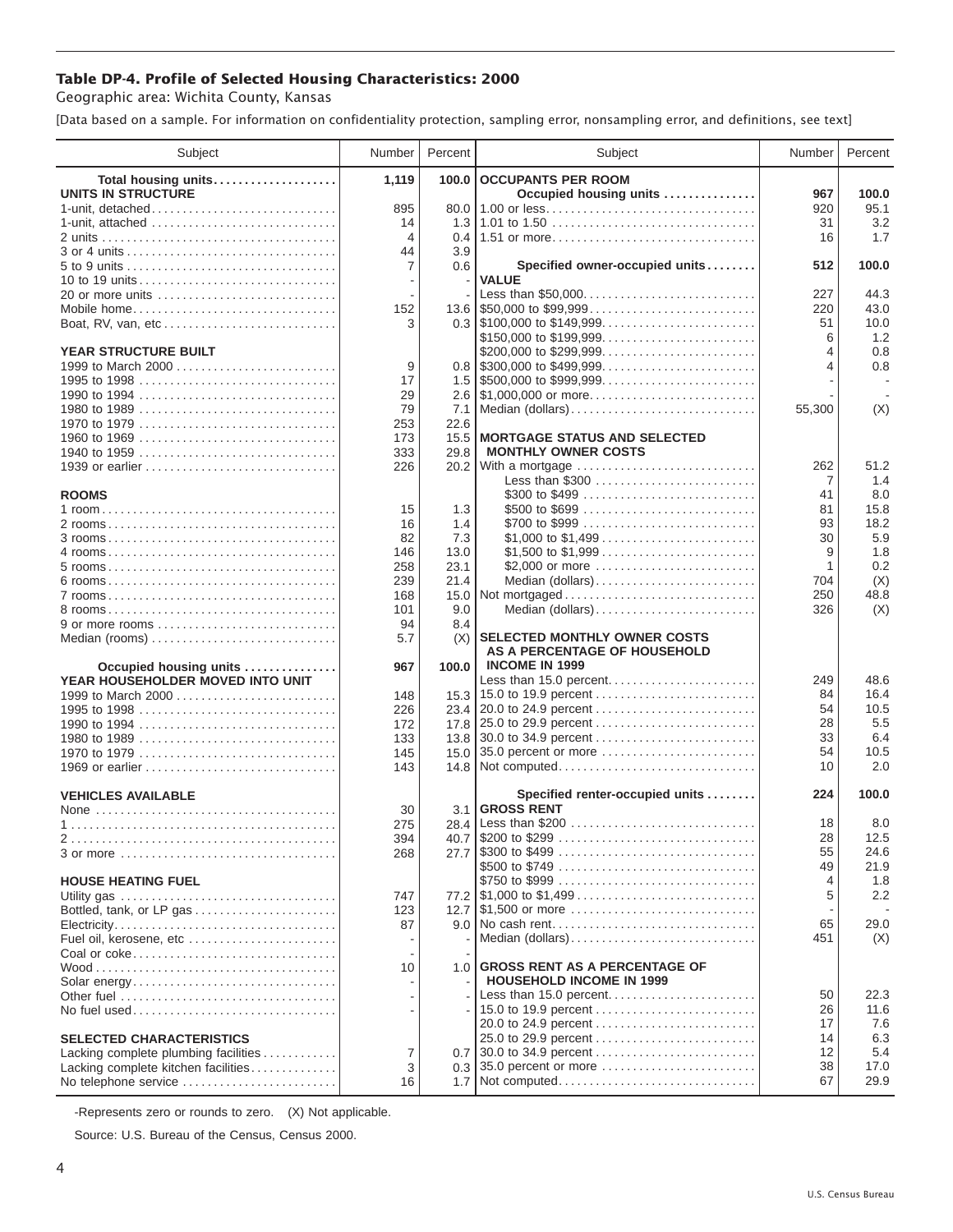## Table DP-4. Profile of Selected Housing Characteristics: 2000

Geographic area: Wichita County, Kansas

[Data based on a sample. For information on confidentiality protection, sampling error, nonsampling error, and definitions, see text]

| Subject | Number | Percent |
|---|---|---|
| **Total housing units** | **1,119** | **100.0** |
| **UNITS IN STRUCTURE** | | |
| 1-unit, detached | 895 | 80.0 |
| 1-unit, attached | 14 | 1.3 |
| 2 units | 4 | 0.4 |
| 3 or 4 units | 44 | 3.9 |
| 5 to 9 units | 7 | 0.6 |
| 10 to 19 units | - | - |
| 20 or more units | - | - |
| Mobile home | 152 | 13.6 |
| Boat, RV, van, etc | 3 | 0.3 |
| **YEAR STRUCTURE BUILT** | | |
| 1999 to March 2000 | 9 | 0.8 |
| 1995 to 1998 | 17 | 1.5 |
| 1990 to 1994 | 29 | 2.6 |
| 1980 to 1989 | 79 | 7.1 |
| 1970 to 1979 | 253 | 22.6 |
| 1960 to 1969 | 173 | 15.5 |
| 1940 to 1959 | 333 | 29.8 |
| 1939 or earlier | 226 | 20.2 |
| **ROOMS** | | |
| 1 room | 15 | 1.3 |
| 2 rooms | 16 | 1.4 |
| 3 rooms | 82 | 7.3 |
| 4 rooms | 146 | 13.0 |
| 5 rooms | 258 | 23.1 |
| 6 rooms | 239 | 21.4 |
| 7 rooms | 168 | 15.0 |
| 8 rooms | 101 | 9.0 |
| 9 or more rooms | 94 | 8.4 |
| Median (rooms) | 5.7 | (X) |
| **Occupied housing units** | **967** | **100.0** |
| **YEAR HOUSEHOLDER MOVED INTO UNIT** | | |
| 1999 to March 2000 | 148 | 15.3 |
| 1995 to 1998 | 226 | 23.4 |
| 1990 to 1994 | 172 | 17.8 |
| 1980 to 1989 | 133 | 13.8 |
| 1970 to 1979 | 145 | 15.0 |
| 1969 or earlier | 143 | 14.8 |
| **VEHICLES AVAILABLE** | | |
| None | 30 | 3.1 |
| 1 | 275 | 28.4 |
| 2 | 394 | 40.7 |
| 3 or more | 268 | 27.7 |
| **HOUSE HEATING FUEL** | | |
| Utility gas | 747 | 77.2 |
| Bottled, tank, or LP gas | 123 | 12.7 |
| Electricity | 87 | 9.0 |
| Fuel oil, kerosene, etc | - | - |
| Coal or coke | - | - |
| Wood | 10 | 1.0 |
| Solar energy | - | - |
| Other fuel | - | - |
| No fuel used | - | - |
| **SELECTED CHARACTERISTICS** | | |
| Lacking complete plumbing facilities | 7 | 0.7 |
| Lacking complete kitchen facilities | 3 | 0.3 |
| No telephone service | 16 | 1.7 |

| Subject | Number | Percent |
|---|---|---|
| **OCCUPANTS PER ROOM** | | |
| **Occupied housing units** | **967** | **100.0** |
| 1.00 or less | 920 | 95.1 |
| 1.01 to 1.50 | 31 | 3.2 |
| 1.51 or more | 16 | 1.7 |
| **Specified owner-occupied units** | **512** | **100.0** |
| **VALUE** | | |
| Less than $50,000 | 227 | 44.3 |
| $50,000 to $99,999 | 220 | 43.0 |
| $100,000 to $149,999 | 51 | 10.0 |
| $150,000 to $199,999 | 6 | 1.2 |
| $200,000 to $299,999 | 4 | 0.8 |
| $300,000 to $499,999 | 4 | 0.8 |
| $500,000 to $999,999 | - | - |
| $1,000,000 or more | - | - |
| Median (dollars) | 55,300 | (X) |
| **MORTGAGE STATUS AND SELECTED MONTHLY OWNER COSTS** | | |
| With a mortgage | 262 | 51.2 |
| Less than $300 | 7 | 1.4 |
| $300 to $499 | 41 | 8.0 |
| $500 to $699 | 81 | 15.8 |
| $700 to $999 | 93 | 18.2 |
| $1,000 to $1,499 | 30 | 5.9 |
| $1,500 to $1,999 | 9 | 1.8 |
| $2,000 or more | 1 | 0.2 |
| Median (dollars) | 704 | (X) |
| Not mortgaged | 250 | 48.8 |
| Median (dollars) | 326 | (X) |
| **SELECTED MONTHLY OWNER COSTS AS A PERCENTAGE OF HOUSEHOLD INCOME IN 1999** | | |
| Less than 15.0 percent | 249 | 48.6 |
| 15.0 to 19.9 percent | 84 | 16.4 |
| 20.0 to 24.9 percent | 54 | 10.5 |
| 25.0 to 29.9 percent | 28 | 5.5 |
| 30.0 to 34.9 percent | 33 | 6.4 |
| 35.0 percent or more | 54 | 10.5 |
| Not computed | 10 | 2.0 |
| **Specified renter-occupied units** | **224** | **100.0** |
| **GROSS RENT** | | |
| Less than $200 | 18 | 8.0 |
| $200 to $299 | 28 | 12.5 |
| $300 to $499 | 55 | 24.6 |
| $500 to $749 | 49 | 21.9 |
| $750 to $999 | 4 | 1.8 |
| $1,000 to $1,499 | 5 | 2.2 |
| $1,500 or more | - | - |
| No cash rent | 65 | 29.0 |
| Median (dollars) | 451 | (X) |
| **GROSS RENT AS A PERCENTAGE OF HOUSEHOLD INCOME IN 1999** | | |
| Less than 15.0 percent | 50 | 22.3 |
| 15.0 to 19.9 percent | 26 | 11.6 |
| 20.0 to 24.9 percent | 17 | 7.6 |
| 25.0 to 29.9 percent | 14 | 6.3 |
| 30.0 to 34.9 percent | 12 | 5.4 |
| 35.0 percent or more | 38 | 17.0 |
| Not computed | 67 | 29.9 |

-Represents zero or rounds to zero. (X) Not applicable.

Source: U.S. Bureau of the Census, Census 2000.